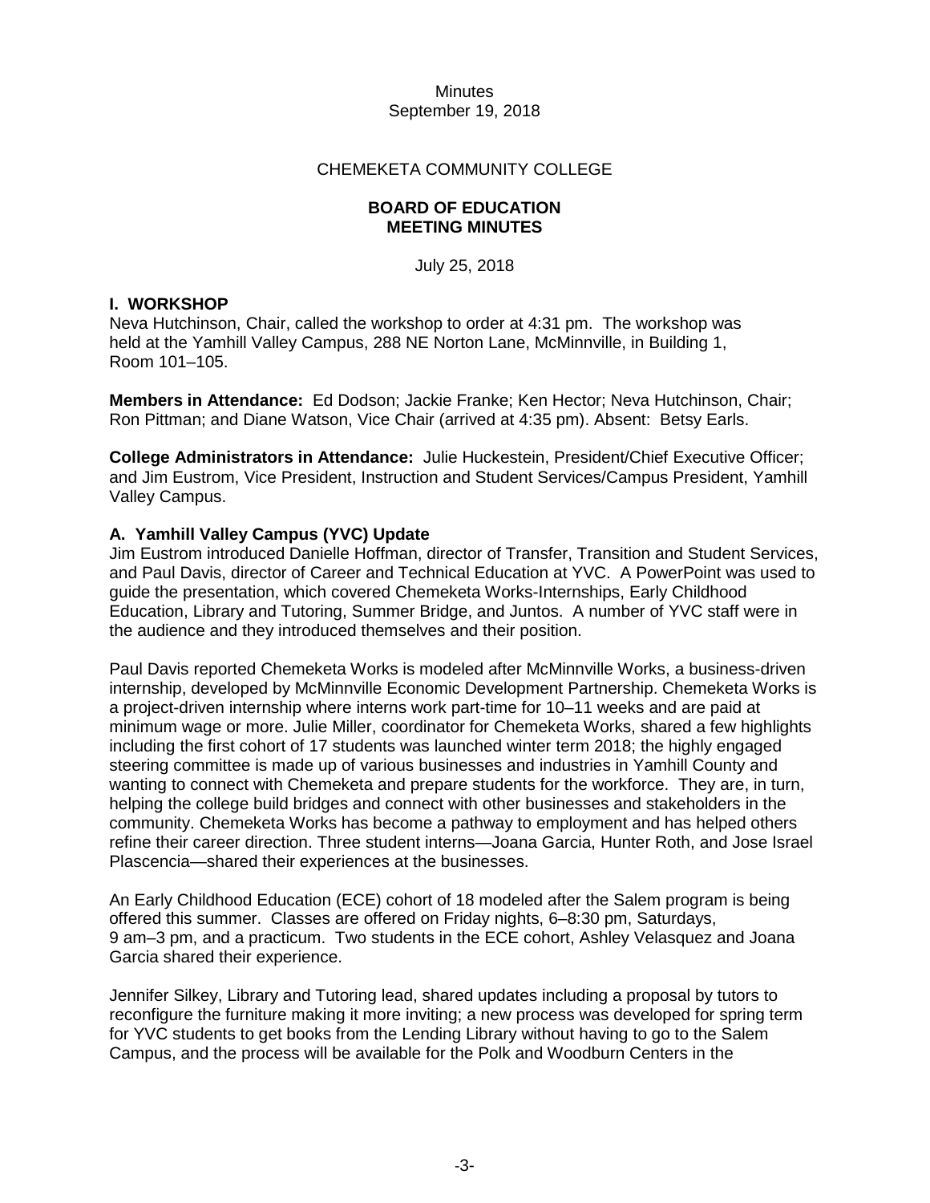Minutes
September 19, 2018

CHEMEKETA COMMUNITY COLLEGE

**BOARD OF EDUCATION**
**MEETING MINUTES**

July 25, 2018

## I. WORKSHOP

Neva Hutchinson, Chair, called the workshop to order at 4:31 pm. The workshop was held at the Yamhill Valley Campus, 288 NE Norton Lane, McMinnville, in Building 1, Room 101–105.

**Members in Attendance:** Ed Dodson; Jackie Franke; Ken Hector; Neva Hutchinson, Chair; Ron Pittman; and Diane Watson, Vice Chair (arrived at 4:35 pm). Absent: Betsy Earls.

**College Administrators in Attendance:** Julie Huckestein, President/Chief Executive Officer; and Jim Eustrom, Vice President, Instruction and Student Services/Campus President, Yamhill Valley Campus.

### A. Yamhill Valley Campus (YVC) Update

Jim Eustrom introduced Danielle Hoffman, director of Transfer, Transition and Student Services, and Paul Davis, director of Career and Technical Education at YVC. A PowerPoint was used to guide the presentation, which covered Chemeketa Works-Internships, Early Childhood Education, Library and Tutoring, Summer Bridge, and Juntos. A number of YVC staff were in the audience and they introduced themselves and their position.

Paul Davis reported Chemeketa Works is modeled after McMinnville Works, a business-driven internship, developed by McMinnville Economic Development Partnership. Chemeketa Works is a project-driven internship where interns work part-time for 10–11 weeks and are paid at minimum wage or more. Julie Miller, coordinator for Chemeketa Works, shared a few highlights including the first cohort of 17 students was launched winter term 2018; the highly engaged steering committee is made up of various businesses and industries in Yamhill County and wanting to connect with Chemeketa and prepare students for the workforce. They are, in turn, helping the college build bridges and connect with other businesses and stakeholders in the community. Chemeketa Works has become a pathway to employment and has helped others refine their career direction. Three student interns—Joana Garcia, Hunter Roth, and Jose Israel Plascencia—shared their experiences at the businesses.

An Early Childhood Education (ECE) cohort of 18 modeled after the Salem program is being offered this summer. Classes are offered on Friday nights, 6–8:30 pm, Saturdays, 9 am–3 pm, and a practicum. Two students in the ECE cohort, Ashley Velasquez and Joana Garcia shared their experience.

Jennifer Silkey, Library and Tutoring lead, shared updates including a proposal by tutors to reconfigure the furniture making it more inviting; a new process was developed for spring term for YVC students to get books from the Lending Library without having to go to the Salem Campus, and the process will be available for the Polk and Woodburn Centers in the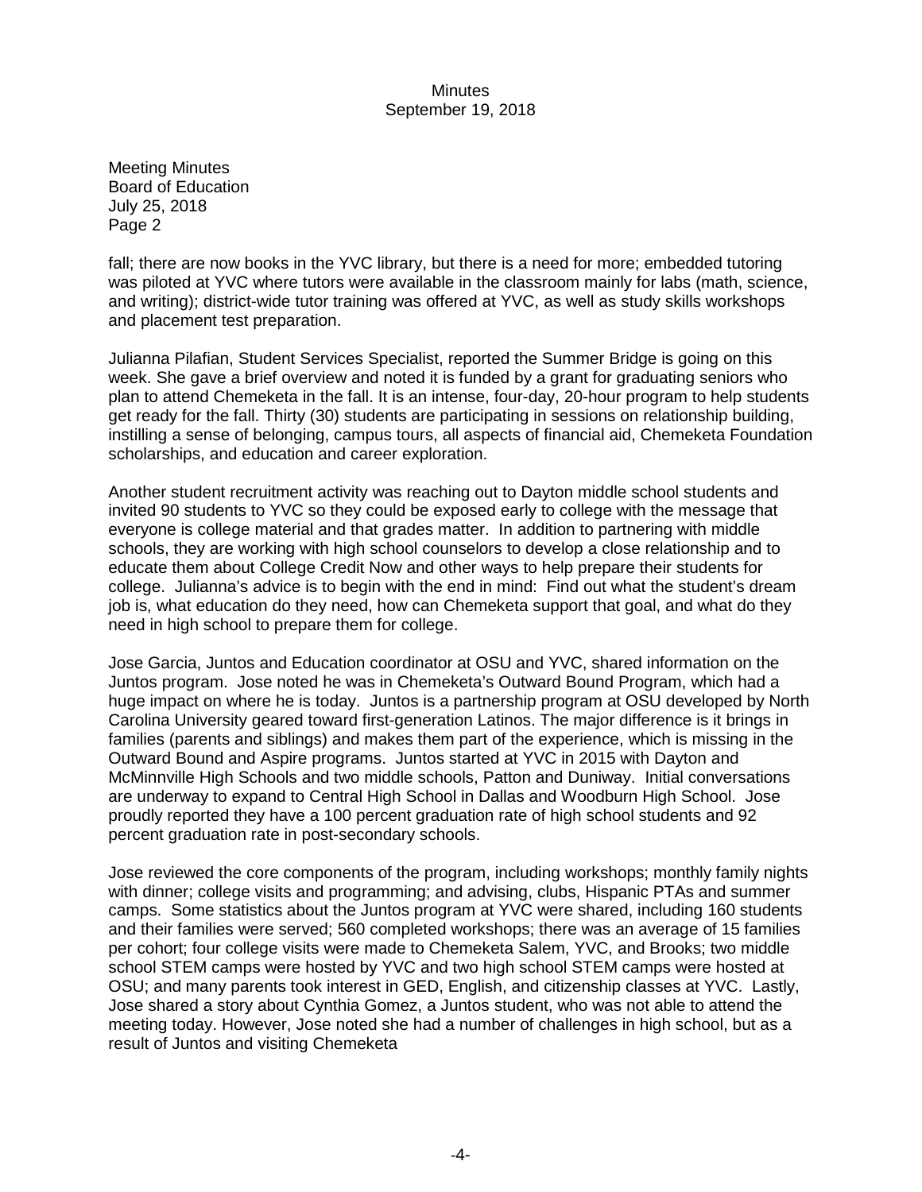Meeting Minutes
Board of Education
July 25, 2018
Page 2

fall; there are now books in the YVC library, but there is a need for more; embedded tutoring was piloted at YVC where tutors were available in the classroom mainly for labs (math, science, and writing); district-wide tutor training was offered at YVC, as well as study skills workshops and placement test preparation.

Julianna Pilafian, Student Services Specialist, reported the Summer Bridge is going on this week. She gave a brief overview and noted it is funded by a grant for graduating seniors who plan to attend Chemeketa in the fall. It is an intense, four-day, 20-hour program to help students get ready for the fall. Thirty (30) students are participating in sessions on relationship building, instilling a sense of belonging, campus tours, all aspects of financial aid, Chemeketa Foundation scholarships, and education and career exploration.

Another student recruitment activity was reaching out to Dayton middle school students and invited 90 students to YVC so they could be exposed early to college with the message that everyone is college material and that grades matter. In addition to partnering with middle schools, they are working with high school counselors to develop a close relationship and to educate them about College Credit Now and other ways to help prepare their students for college. Julianna's advice is to begin with the end in mind: Find out what the student's dream job is, what education do they need, how can Chemeketa support that goal, and what do they need in high school to prepare them for college.

Jose Garcia, Juntos and Education coordinator at OSU and YVC, shared information on the Juntos program. Jose noted he was in Chemeketa's Outward Bound Program, which had a huge impact on where he is today. Juntos is a partnership program at OSU developed by North Carolina University geared toward first-generation Latinos. The major difference is it brings in families (parents and siblings) and makes them part of the experience, which is missing in the Outward Bound and Aspire programs. Juntos started at YVC in 2015 with Dayton and McMinnville High Schools and two middle schools, Patton and Duniway. Initial conversations are underway to expand to Central High School in Dallas and Woodburn High School. Jose proudly reported they have a 100 percent graduation rate of high school students and 92 percent graduation rate in post-secondary schools.

Jose reviewed the core components of the program, including workshops; monthly family nights with dinner; college visits and programming; and advising, clubs, Hispanic PTAs and summer camps. Some statistics about the Juntos program at YVC were shared, including 160 students and their families were served; 560 completed workshops; there was an average of 15 families per cohort; four college visits were made to Chemeketa Salem, YVC, and Brooks; two middle school STEM camps were hosted by YVC and two high school STEM camps were hosted at OSU; and many parents took interest in GED, English, and citizenship classes at YVC. Lastly, Jose shared a story about Cynthia Gomez, a Juntos student, who was not able to attend the meeting today. However, Jose noted she had a number of challenges in high school, but as a result of Juntos and visiting Chemeketa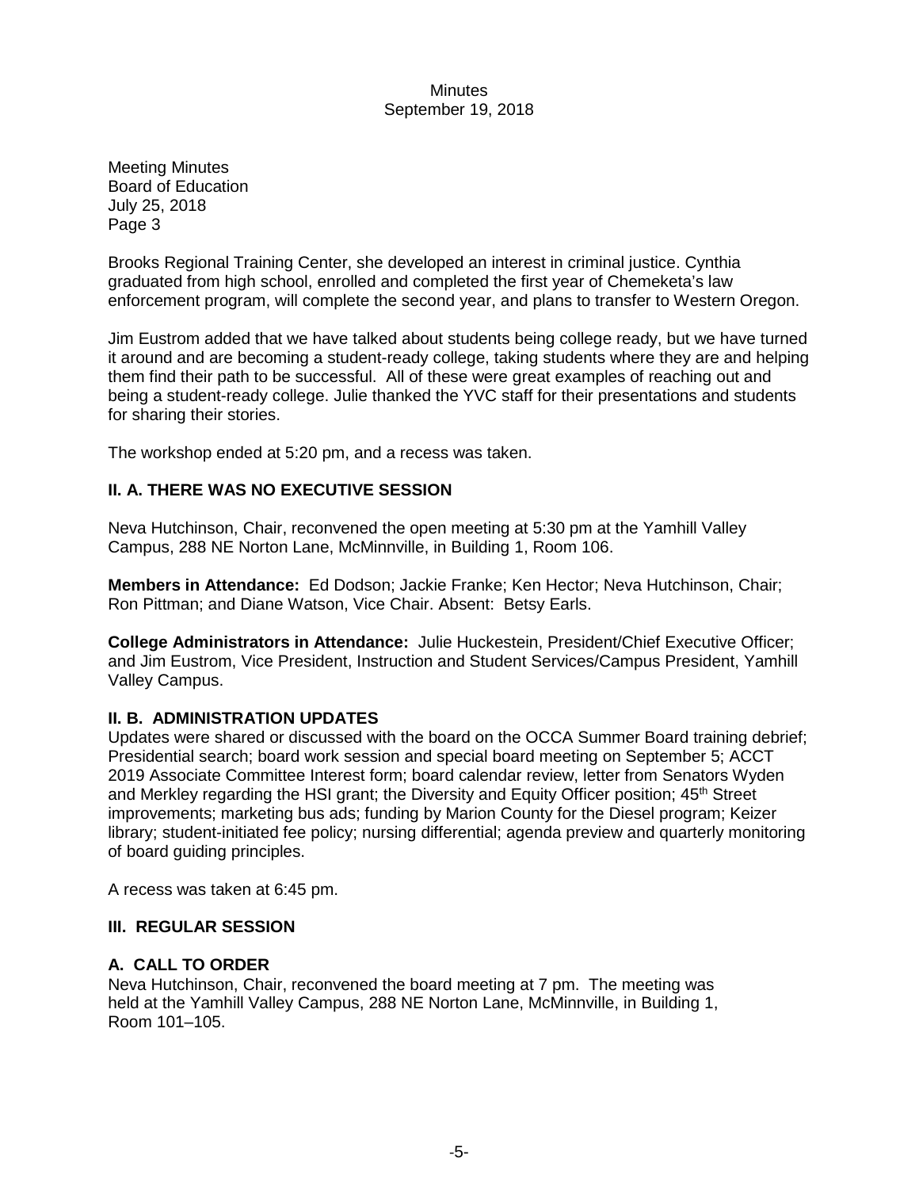Brooks Regional Training Center, she developed an interest in criminal justice. Cynthia graduated from high school, enrolled and completed the first year of Chemeketa's law enforcement program, will complete the second year, and plans to transfer to Western Oregon.

Jim Eustrom added that we have talked about students being college ready, but we have turned it around and are becoming a student-ready college, taking students where they are and helping them find their path to be successful. All of these were great examples of reaching out and being a student-ready college. Julie thanked the YVC staff for their presentations and students for sharing their stories.

The workshop ended at 5:20 pm, and a recess was taken.

**II. A. THERE WAS NO EXECUTIVE SESSION**

Neva Hutchinson, Chair, reconvened the open meeting at 5:30 pm at the Yamhill Valley Campus, 288 NE Norton Lane, McMinnville, in Building 1, Room 106.

**Members in Attendance:** Ed Dodson; Jackie Franke; Ken Hector; Neva Hutchinson, Chair; Ron Pittman; and Diane Watson, Vice Chair. Absent: Betsy Earls.

**College Administrators in Attendance:** Julie Huckestein, President/Chief Executive Officer; and Jim Eustrom, Vice President, Instruction and Student Services/Campus President, Yamhill Valley Campus.

**II. B. ADMINISTRATION UPDATES**

Updates were shared or discussed with the board on the OCCA Summer Board training debrief; Presidential search; board work session and special board meeting on September 5; ACCT 2019 Associate Committee Interest form; board calendar review, letter from Senators Wyden and Merkley regarding the HSI grant; the Diversity and Equity Officer position; 45th Street improvements; marketing bus ads; funding by Marion County for the Diesel program; Keizer library; student-initiated fee policy; nursing differential; agenda preview and quarterly monitoring of board guiding principles.

A recess was taken at 6:45 pm.

**III. REGULAR SESSION**

**A. CALL TO ORDER**

Neva Hutchinson, Chair, reconvened the board meeting at 7 pm. The meeting was held at the Yamhill Valley Campus, 288 NE Norton Lane, McMinnville, in Building 1, Room 101–105.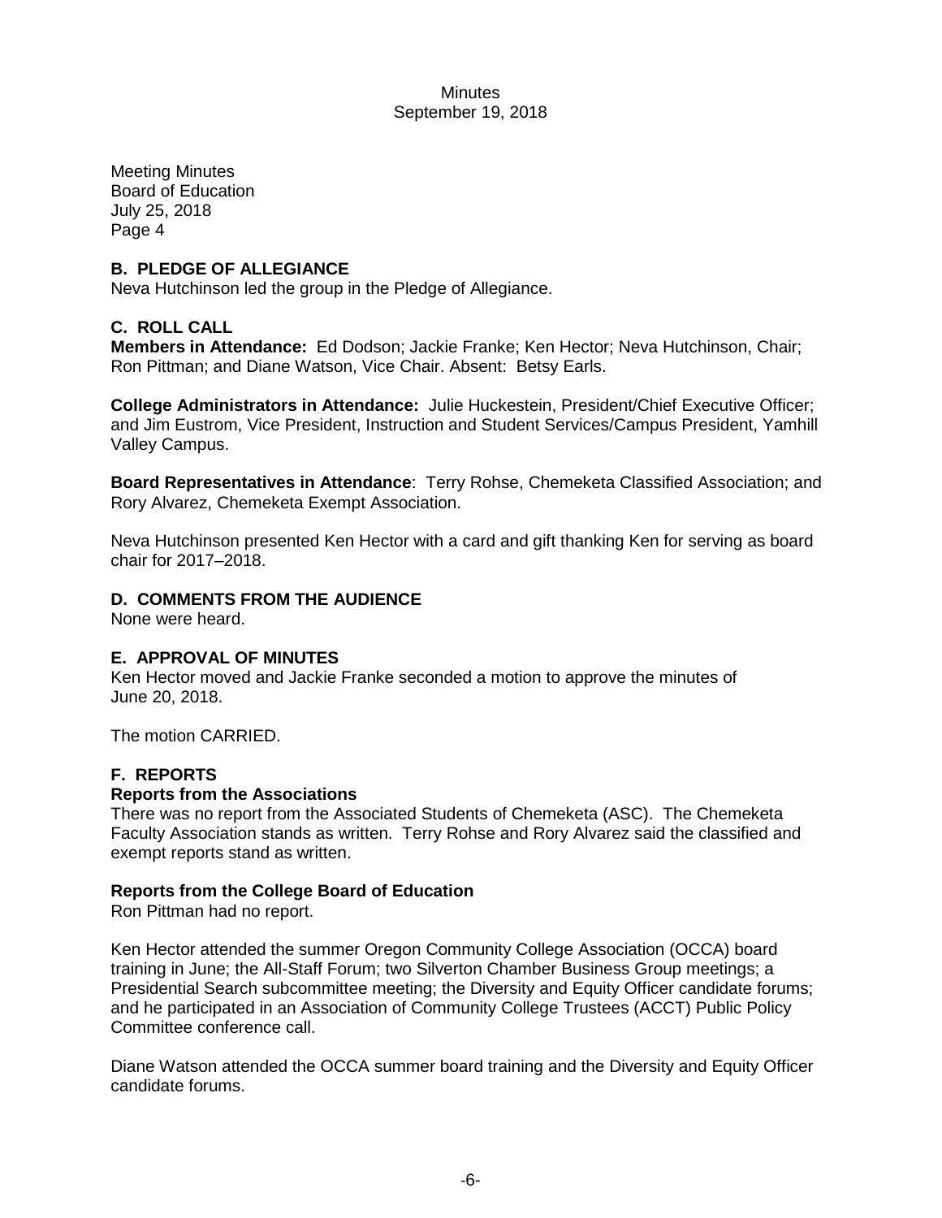Meeting Minutes
Board of Education
July 25, 2018
Page 4

**B. PLEDGE OF ALLEGIANCE**
Neva Hutchinson led the group in the Pledge of Allegiance.

**C. ROLL CALL**
**Members in Attendance:** Ed Dodson; Jackie Franke; Ken Hector; Neva Hutchinson, Chair; Ron Pittman; and Diane Watson, Vice Chair. Absent: Betsy Earls.

**College Administrators in Attendance:** Julie Huckestein, President/Chief Executive Officer; and Jim Eustrom, Vice President, Instruction and Student Services/Campus President, Yamhill Valley Campus.

**Board Representatives in Attendance**: Terry Rohse, Chemeketa Classified Association; and Rory Alvarez, Chemeketa Exempt Association.

Neva Hutchinson presented Ken Hector with a card and gift thanking Ken for serving as board chair for 2017–2018.

**D. COMMENTS FROM THE AUDIENCE**
None were heard.

**E. APPROVAL OF MINUTES**
Ken Hector moved and Jackie Franke seconded a motion to approve the minutes of June 20, 2018.

The motion CARRIED.

**F. REPORTS**
**Reports from the Associations**
There was no report from the Associated Students of Chemeketa (ASC). The Chemeketa Faculty Association stands as written. Terry Rohse and Rory Alvarez said the classified and exempt reports stand as written.

**Reports from the College Board of Education**
Ron Pittman had no report.

Ken Hector attended the summer Oregon Community College Association (OCCA) board training in June; the All-Staff Forum; two Silverton Chamber Business Group meetings; a Presidential Search subcommittee meeting; the Diversity and Equity Officer candidate forums; and he participated in an Association of Community College Trustees (ACCT) Public Policy Committee conference call.

Diane Watson attended the OCCA summer board training and the Diversity and Equity Officer candidate forums.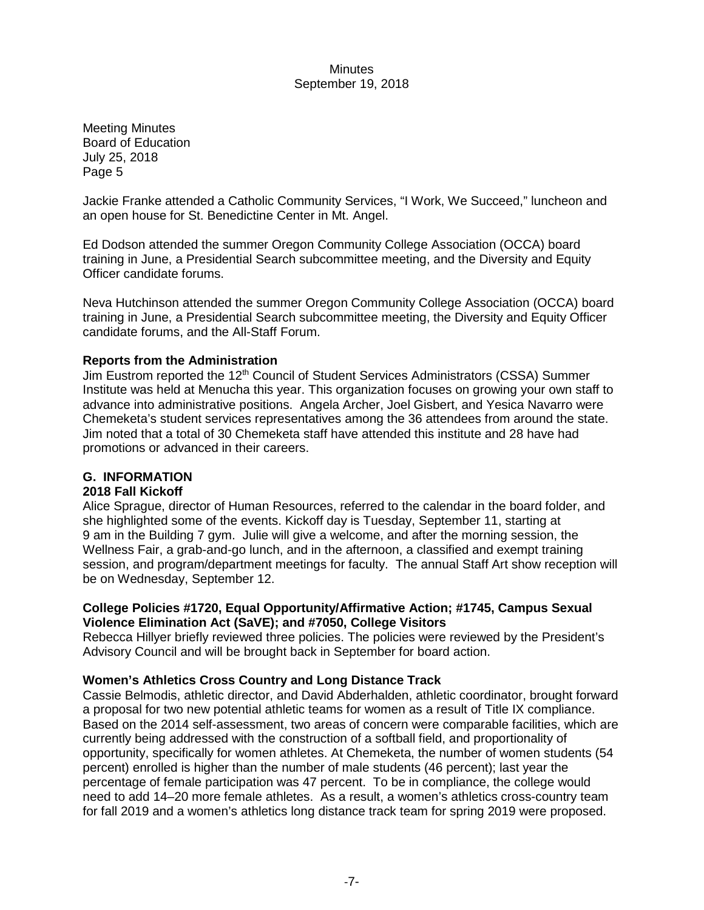Meeting Minutes
Board of Education
July 25, 2018
Page 5

Jackie Franke attended a Catholic Community Services, "I Work, We Succeed," luncheon and an open house for St. Benedictine Center in Mt. Angel.

Ed Dodson attended the summer Oregon Community College Association (OCCA) board training in June, a Presidential Search subcommittee meeting, and the Diversity and Equity Officer candidate forums.

Neva Hutchinson attended the summer Oregon Community College Association (OCCA) board training in June, a Presidential Search subcommittee meeting, the Diversity and Equity Officer candidate forums, and the All-Staff Forum.

**Reports from the Administration**

Jim Eustrom reported the 12th Council of Student Services Administrators (CSSA) Summer Institute was held at Menucha this year. This organization focuses on growing your own staff to advance into administrative positions. Angela Archer, Joel Gisbert, and Yesica Navarro were Chemeketa's student services representatives among the 36 attendees from around the state. Jim noted that a total of 30 Chemeketa staff have attended this institute and 28 have had promotions or advanced in their careers.

## G. INFORMATION

**2018 Fall Kickoff**

Alice Sprague, director of Human Resources, referred to the calendar in the board folder, and she highlighted some of the events. Kickoff day is Tuesday, September 11, starting at 9 am in the Building 7 gym. Julie will give a welcome, and after the morning session, the Wellness Fair, a grab-and-go lunch, and in the afternoon, a classified and exempt training session, and program/department meetings for faculty. The annual Staff Art show reception will be on Wednesday, September 12.

**College Policies #1720, Equal Opportunity/Affirmative Action; #1745, Campus Sexual Violence Elimination Act (SaVE); and #7050, College Visitors**

Rebecca Hillyer briefly reviewed three policies. The policies were reviewed by the President's Advisory Council and will be brought back in September for board action.

**Women's Athletics Cross Country and Long Distance Track**

Cassie Belmodis, athletic director, and David Abderhalden, athletic coordinator, brought forward a proposal for two new potential athletic teams for women as a result of Title IX compliance. Based on the 2014 self-assessment, two areas of concern were comparable facilities, which are currently being addressed with the construction of a softball field, and proportionality of opportunity, specifically for women athletes. At Chemeketa, the number of women students (54 percent) enrolled is higher than the number of male students (46 percent); last year the percentage of female participation was 47 percent. To be in compliance, the college would need to add 14–20 more female athletes. As a result, a women's athletics cross-country team for fall 2019 and a women's athletics long distance track team for spring 2019 were proposed.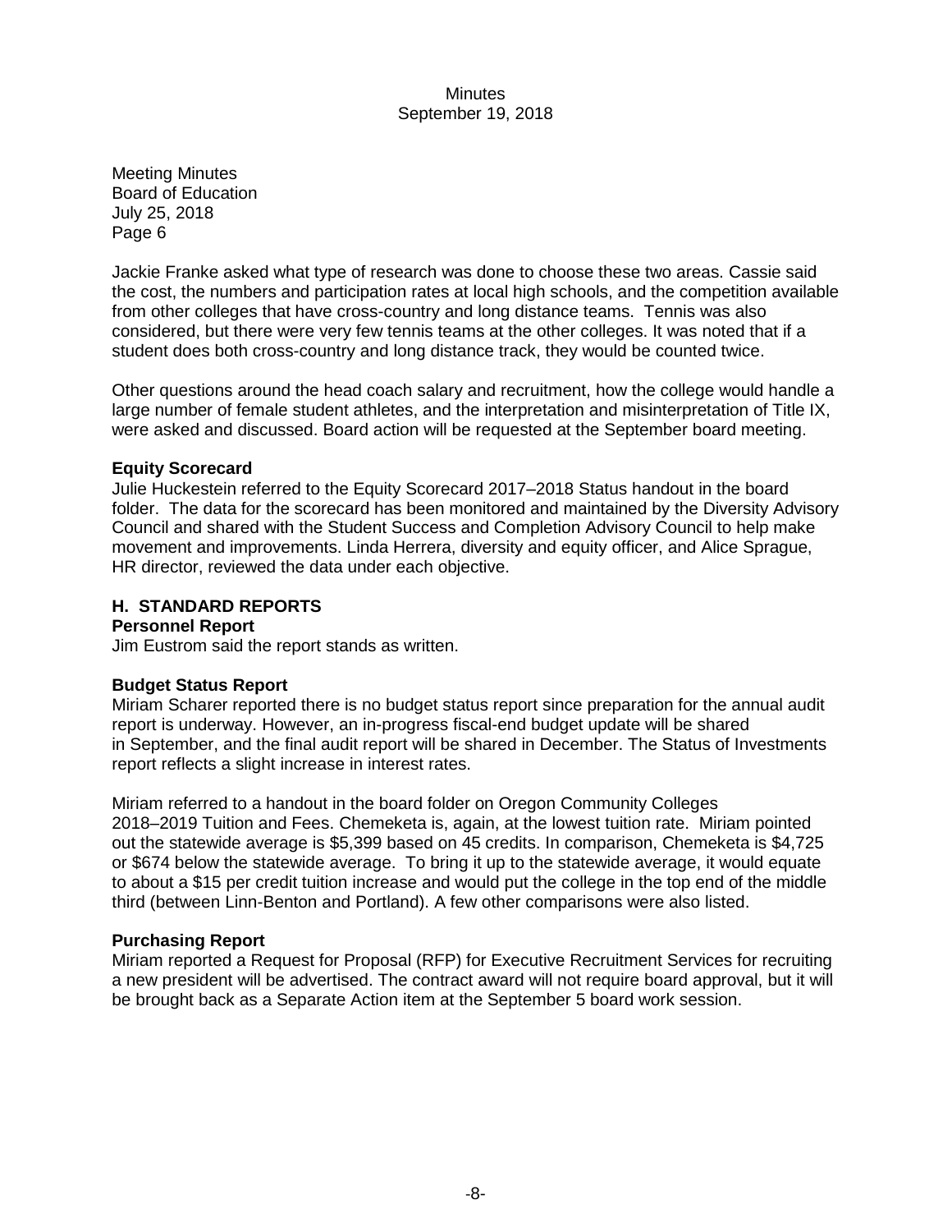Meeting Minutes
Board of Education
July 25, 2018
Page 6

Jackie Franke asked what type of research was done to choose these two areas. Cassie said the cost, the numbers and participation rates at local high schools, and the competition available from other colleges that have cross-country and long distance teams. Tennis was also considered, but there were very few tennis teams at the other colleges. It was noted that if a student does both cross-country and long distance track, they would be counted twice.

Other questions around the head coach salary and recruitment, how the college would handle a large number of female student athletes, and the interpretation and misinterpretation of Title IX, were asked and discussed. Board action will be requested at the September board meeting.

**Equity Scorecard**
Julie Huckestein referred to the Equity Scorecard 2017–2018 Status handout in the board folder. The data for the scorecard has been monitored and maintained by the Diversity Advisory Council and shared with the Student Success and Completion Advisory Council to help make movement and improvements. Linda Herrera, diversity and equity officer, and Alice Sprague, HR director, reviewed the data under each objective.

## H. STANDARD REPORTS

**Personnel Report**
Jim Eustrom said the report stands as written.

**Budget Status Report**
Miriam Scharer reported there is no budget status report since preparation for the annual audit report is underway. However, an in-progress fiscal-end budget update will be shared in September, and the final audit report will be shared in December. The Status of Investments report reflects a slight increase in interest rates.

Miriam referred to a handout in the board folder on Oregon Community Colleges 2018–2019 Tuition and Fees. Chemeketa is, again, at the lowest tuition rate. Miriam pointed out the statewide average is $5,399 based on 45 credits. In comparison, Chemeketa is $4,725 or $674 below the statewide average. To bring it up to the statewide average, it would equate to about a $15 per credit tuition increase and would put the college in the top end of the middle third (between Linn-Benton and Portland). A few other comparisons were also listed.

**Purchasing Report**
Miriam reported a Request for Proposal (RFP) for Executive Recruitment Services for recruiting a new president will be advertised. The contract award will not require board approval, but it will be brought back as a Separate Action item at the September 5 board work session.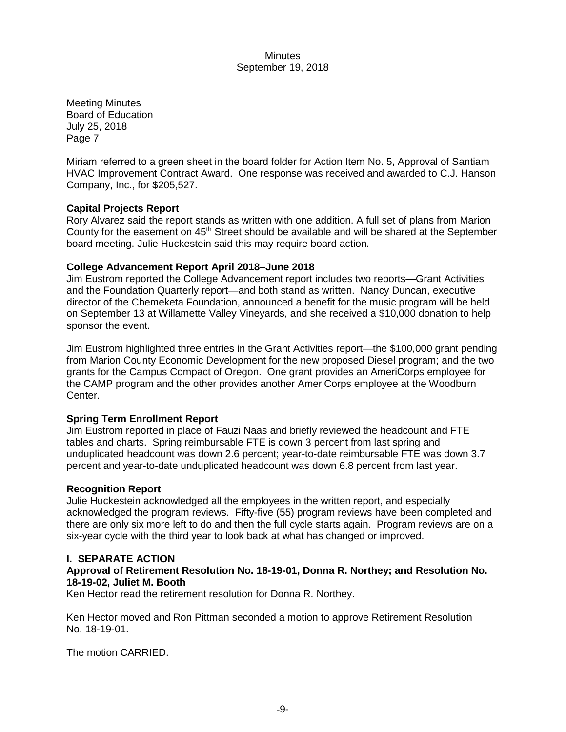Meeting Minutes
Board of Education
July 25, 2018
Page 7

Miriam referred to a green sheet in the board folder for Action Item No. 5, Approval of Santiam HVAC Improvement Contract Award. One response was received and awarded to C.J. Hanson Company, Inc., for $205,527.

**Capital Projects Report**
Rory Alvarez said the report stands as written with one addition. A full set of plans from Marion County for the easement on 45th Street should be available and will be shared at the September board meeting. Julie Huckestein said this may require board action.

**College Advancement Report April 2018–June 2018**
Jim Eustrom reported the College Advancement report includes two reports—Grant Activities and the Foundation Quarterly report—and both stand as written. Nancy Duncan, executive director of the Chemeketa Foundation, announced a benefit for the music program will be held on September 13 at Willamette Valley Vineyards, and she received a $10,000 donation to help sponsor the event.

Jim Eustrom highlighted three entries in the Grant Activities report—the $100,000 grant pending from Marion County Economic Development for the new proposed Diesel program; and the two grants for the Campus Compact of Oregon. One grant provides an AmeriCorps employee for the CAMP program and the other provides another AmeriCorps employee at the Woodburn Center.

**Spring Term Enrollment Report**
Jim Eustrom reported in place of Fauzi Naas and briefly reviewed the headcount and FTE tables and charts. Spring reimbursable FTE is down 3 percent from last spring and unduplicated headcount was down 2.6 percent; year-to-date reimbursable FTE was down 3.7 percent and year-to-date unduplicated headcount was down 6.8 percent from last year.

**Recognition Report**
Julie Huckestein acknowledged all the employees in the written report, and especially acknowledged the program reviews. Fifty-five (55) program reviews have been completed and there are only six more left to do and then the full cycle starts again. Program reviews are on a six-year cycle with the third year to look back at what has changed or improved.

**I. SEPARATE ACTION**

**Approval of Retirement Resolution No. 18-19-01, Donna R. Northey; and Resolution No. 18-19-02, Juliet M. Booth**
Ken Hector read the retirement resolution for Donna R. Northey.

Ken Hector moved and Ron Pittman seconded a motion to approve Retirement Resolution No. 18-19-01.

The motion CARRIED.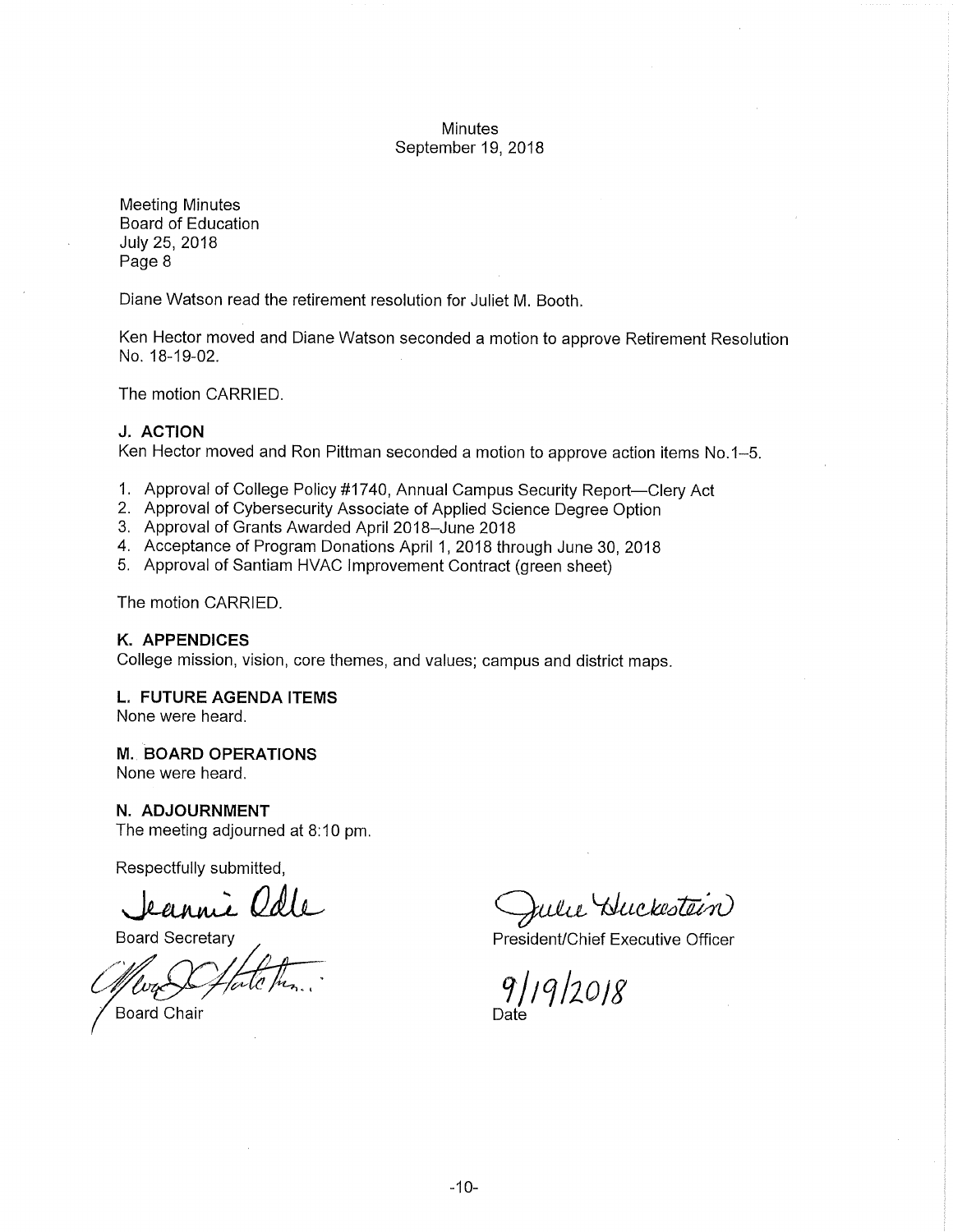Minutes
September 19, 2018

Meeting Minutes
Board of Education
July 25, 2018
Page 8

Diane Watson read the retirement resolution for Juliet M. Booth.

Ken Hector moved and Diane Watson seconded a motion to approve Retirement Resolution No. 18-19-02.

The motion CARRIED.

**J. ACTION**

Ken Hector moved and Ron Pittman seconded a motion to approve action items No.1–5.

1. Approval of College Policy #1740, Annual Campus Security Report—Clery Act
2. Approval of Cybersecurity Associate of Applied Science Degree Option
3. Approval of Grants Awarded April 2018–June 2018
4. Acceptance of Program Donations April 1, 2018 through June 30, 2018
5. Approval of Santiam HVAC Improvement Contract (green sheet)

The motion CARRIED.

**K. APPENDICES**

College mission, vision, core themes, and values; campus and district maps.

**L. FUTURE AGENDA ITEMS**

None were heard.

**M. BOARD OPERATIONS**

None were heard.

**N. ADJOURNMENT**

The meeting adjourned at 8:10 pm.

Respectfully submitted,

Jeannie Odle
Board Secretary

Board Chair

Julie Huckestein
President/Chief Executive Officer

9/19/2018
Date